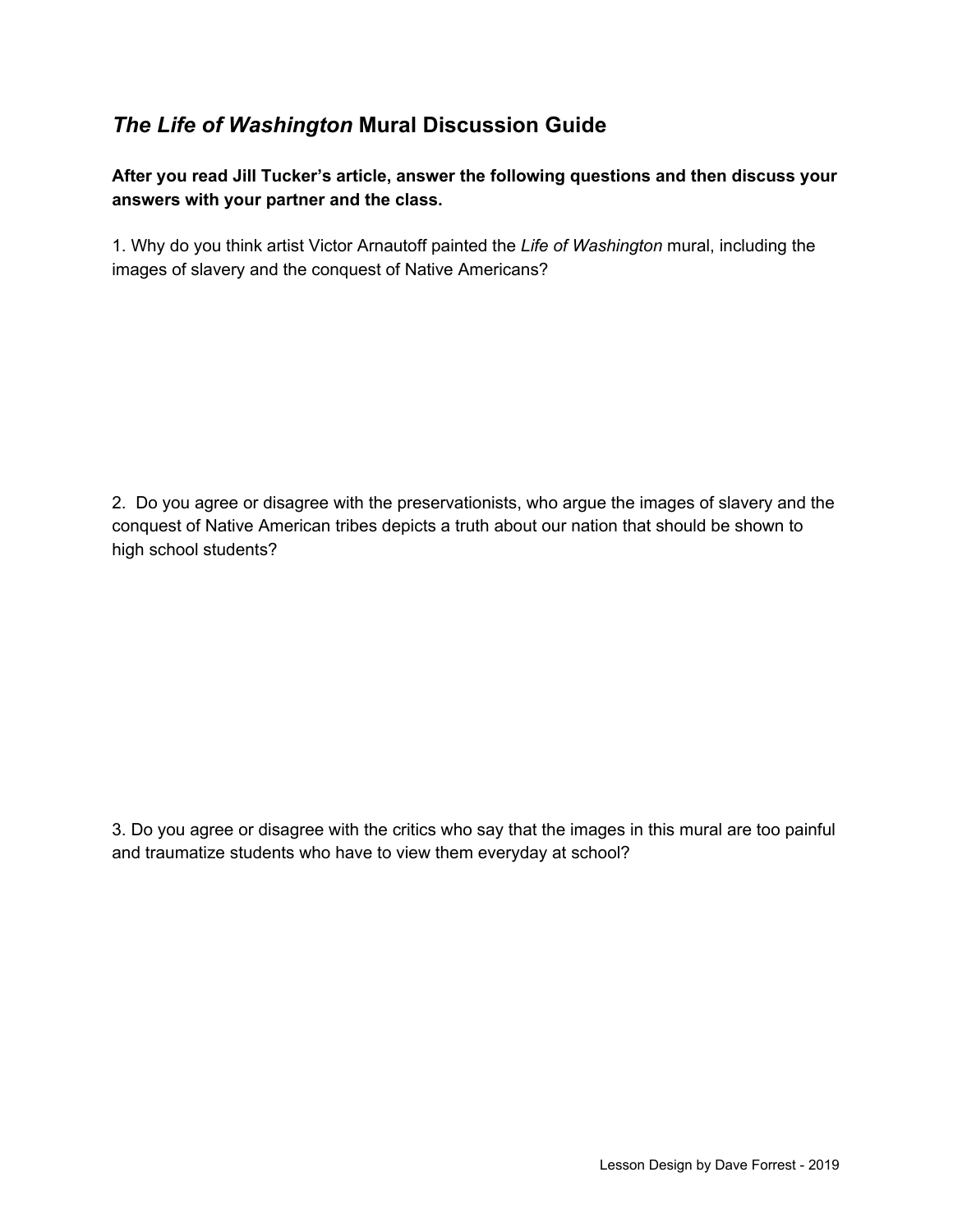# *The Life of Washington* Mural Discussion Guide

**After you read Jill Tucker's article, answer the following questions and then discuss your answers with your partner and the class.**

1. Why do you think artist Victor Arnautoff painted the *Life of Washington* mural, including the images of slavery and the conquest of Native Americans?

2. Do you agree or disagree with the preservationists, who argue the images of slavery and the conquest of Native American tribes depicts a truth about our nation that should be shown to high school students?

3. Do you agree or disagree with the critics who say that the images in this mural are too painful and traumatize students who have to view them everyday at school?

Lesson Design by Dave Forrest - 2019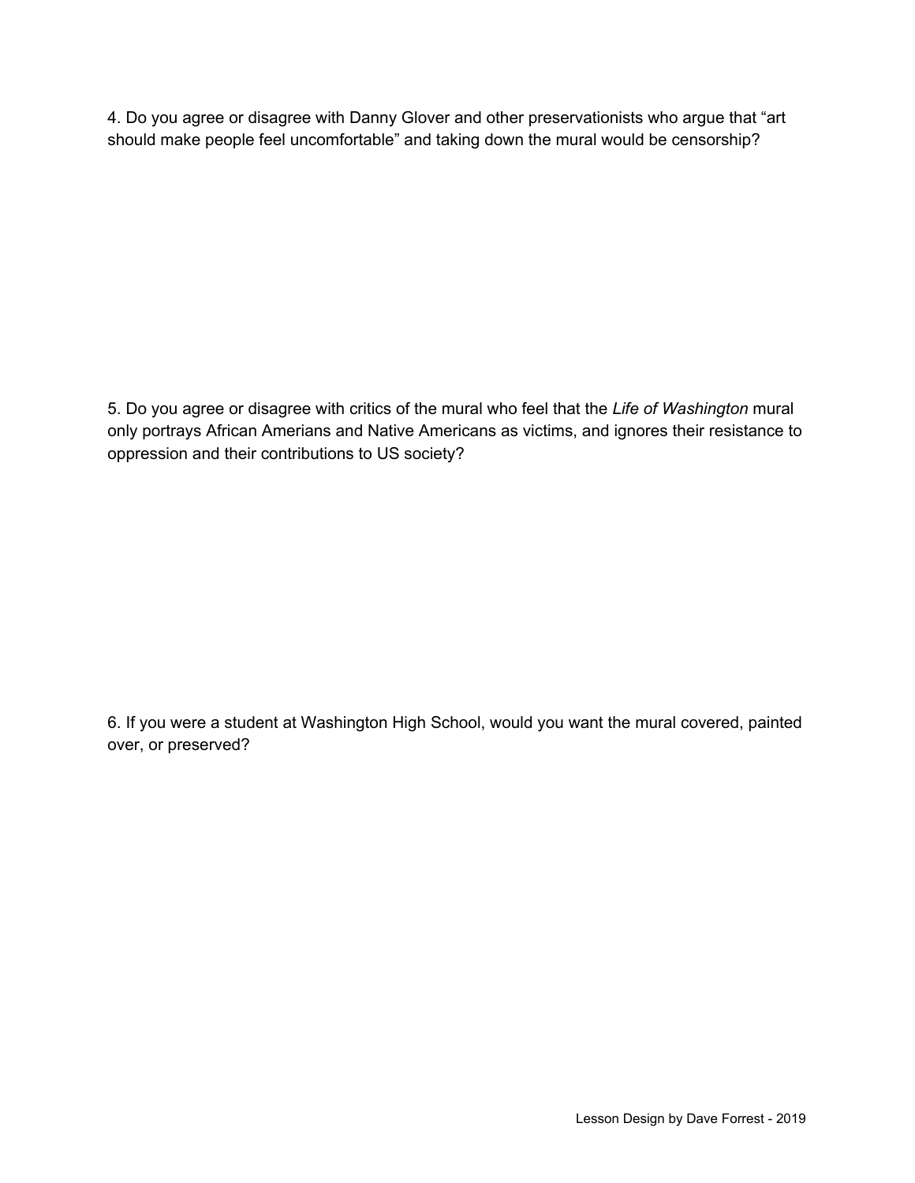4. Do you agree or disagree with Danny Glover and other preservationists who argue that "art should make people feel uncomfortable" and taking down the mural would be censorship?

5. Do you agree or disagree with critics of the mural who feel that the *Life of Washington* mural only portrays African Amerians and Native Americans as victims, and ignores their resistance to oppression and their contributions to US society?

6. If you were a student at Washington High School, would you want the mural covered, painted over, or preserved?

Lesson Design by Dave Forrest - 2019